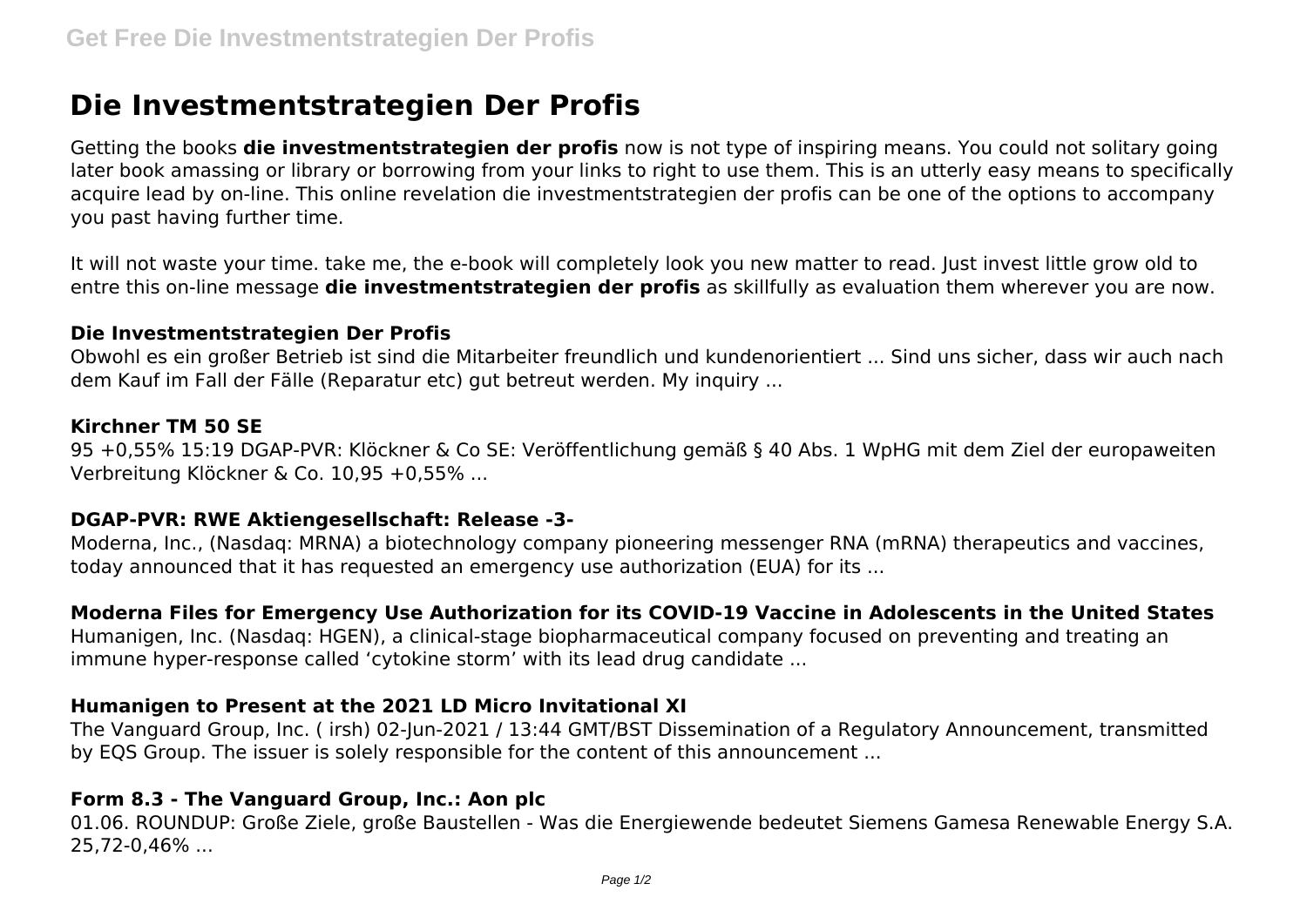# Die Investmentstrategien Der Profis

Getting the books **die investmentstrategien der profis** now is not type of inspiring means. You could not solitary going later book amassing or library or borrowing from your links to right to use them. This is an utterly easy means to specifically acquire lead by on-line. This online revelation die investmentstrategien der profis can be one of the options to accompany you past having further time.

It will not waste your time. take me, the e-book will completely look you new matter to read. Just invest little grow old to entre this on-line message **die investmentstrategien der profis** as skillfully as evaluation them wherever you are now.

### Die Investmentstrategien Der Profis

Obwohl es ein großer Betrieb ist sind die Mitarbeiter freundlich und kundenorientiert ... Sind uns sicher, dass wir auch nach dem Kauf im Fall der Fälle (Reparatur etc) gut betreut werden. My inquiry ...

### Kirchner TM 50 SE

95 +0,55% 15:19 DGAP-PVR: Klöckner & Co SE: Veröffentlichung gemäß § 40 Abs. 1 WpHG mit dem Ziel der europaweiten Verbreitung Klöckner & Co. 10,95 +0,55% ...

### DGAP-PVR: RWE Aktiengesellschaft: Release -3-

Moderna, Inc., (Nasdaq: MRNA) a biotechnology company pioneering messenger RNA (mRNA) therapeutics and vaccines, today announced that it has requested an emergency use authorization (EUA) for its ...

### Moderna Files for Emergency Use Authorization for its COVID-19 Vaccine in Adolescents in the United States

Humanigen, Inc. (Nasdaq: HGEN), a clinical-stage biopharmaceutical company focused on preventing and treating an immune hyper-response called 'cytokine storm' with its lead drug candidate ...

### Humanigen to Present at the 2021 LD Micro Invitational XI

The Vanguard Group, Inc. ( irsh) 02-Jun-2021 / 13:44 GMT/BST Dissemination of a Regulatory Announcement, transmitted by EQS Group. The issuer is solely responsible for the content of this announcement ...

### Form 8.3 - The Vanguard Group, Inc.: Aon plc

01.06. ROUNDUP: Große Ziele, große Baustellen - Was die Energiewende bedeutet Siemens Gamesa Renewable Energy S.A. 25,72-0,46% ...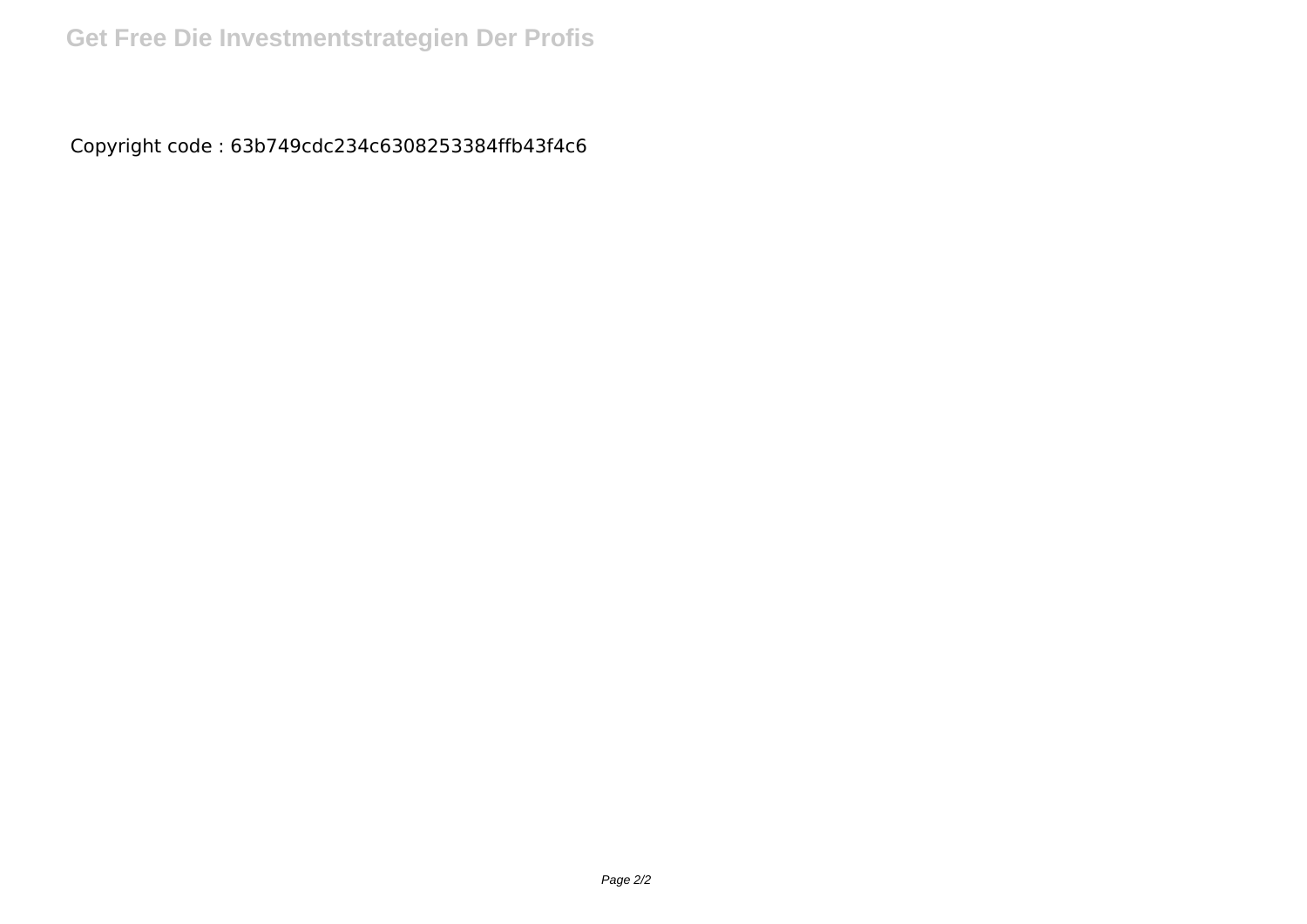Copyright code : 63b749cdc234c6308253384ffb43f4c6